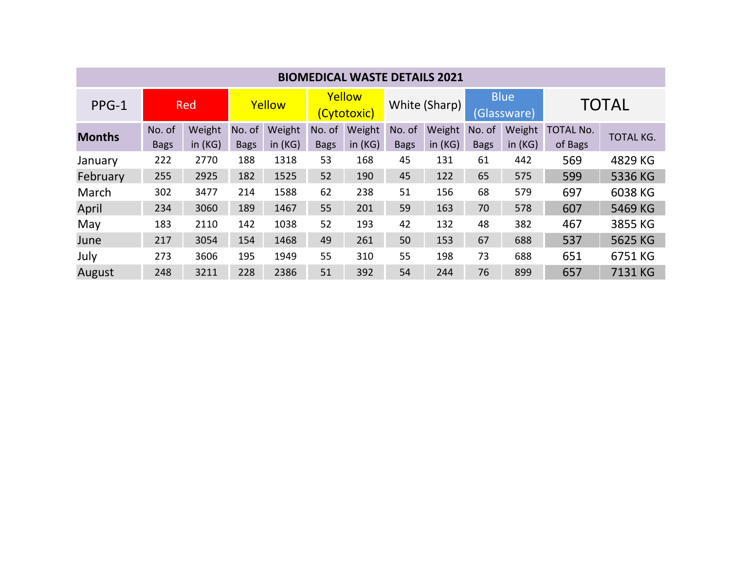| BIOMEDICAL WASTE DETAILS 2021 | | | | | | | | | | | | |
|---|---|---|---|---|---|---|---|---|---|---|---|---|
| PPG-1 | Red | | Yellow | | Yellow (Cytotoxic) | | White (Sharp) | | Blue (Glassware) | | TOTAL | |
| **Months** | No. of Bags | Weight in (KG) | No. of Bags | Weight in (KG) | No. of Bags | Weight in (KG) | No. of Bags | Weight in (KG) | No. of Bags | Weight in (KG) | TOTAL No. of Bags | TOTAL KG. |
| January | 222 | 2770 | 188 | 1318 | 53 | 168 | 45 | 131 | 61 | 442 | 569 | 4829 KG |
| February | 255 | 2925 | 182 | 1525 | 52 | 190 | 45 | 122 | 65 | 575 | 599 | 5336 KG |
| March | 302 | 3477 | 214 | 1588 | 62 | 238 | 51 | 156 | 68 | 579 | 697 | 6038 KG |
| April | 234 | 3060 | 189 | 1467 | 55 | 201 | 59 | 163 | 70 | 578 | 607 | 5469 KG |
| May | 183 | 2110 | 142 | 1038 | 52 | 193 | 42 | 132 | 48 | 382 | 467 | 3855 KG |
| June | 217 | 3054 | 154 | 1468 | 49 | 261 | 50 | 153 | 67 | 688 | 537 | 5625 KG |
| July | 273 | 3606 | 195 | 1949 | 55 | 310 | 55 | 198 | 73 | 688 | 651 | 6751 KG |
| August | 248 | 3211 | 228 | 2386 | 51 | 392 | 54 | 244 | 76 | 899 | 657 | 7131 KG |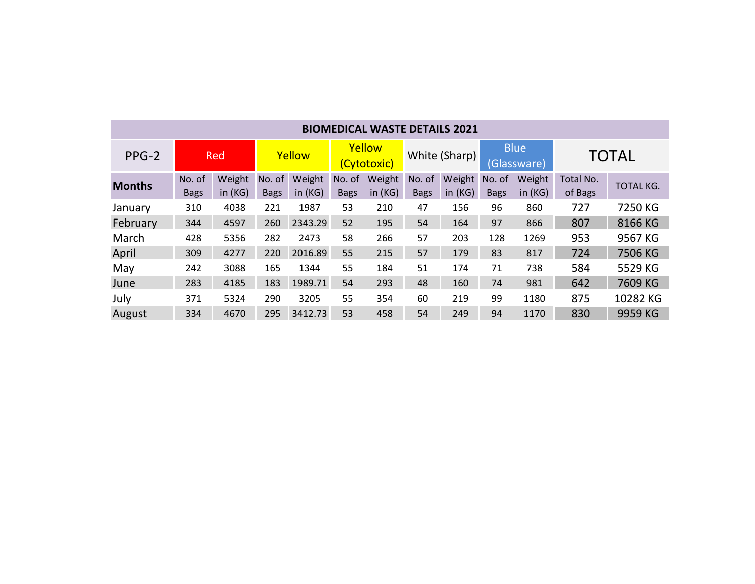| BIOMEDICAL WASTE DETAILS 2021 | | | | | | | | | | | | |
|---|---|---|---|---|---|---|---|---|---|---|---|---|
| PPG-2 | Red | | Yellow | | Yellow (Cytotoxic) | | White (Sharp) | | Blue (Glassware) | | TOTAL | |
| Months | No. of Bags | Weight in (KG) | No. of Bags | Weight in (KG) | No. of Bags | Weight in (KG) | No. of Bags | Weight in (KG) | No. of Bags | Weight in (KG) | Total No. of Bags | TOTAL KG. |
| January | 310 | 4038 | 221 | 1987 | 53 | 210 | 47 | 156 | 96 | 860 | 727 | 7250 KG |
| February | 344 | 4597 | 260 | 2343.29 | 52 | 195 | 54 | 164 | 97 | 866 | 807 | 8166 KG |
| March | 428 | 5356 | 282 | 2473 | 58 | 266 | 57 | 203 | 128 | 1269 | 953 | 9567 KG |
| April | 309 | 4277 | 220 | 2016.89 | 55 | 215 | 57 | 179 | 83 | 817 | 724 | 7506 KG |
| May | 242 | 3088 | 165 | 1344 | 55 | 184 | 51 | 174 | 71 | 738 | 584 | 5529 KG |
| June | 283 | 4185 | 183 | 1989.71 | 54 | 293 | 48 | 160 | 74 | 981 | 642 | 7609 KG |
| July | 371 | 5324 | 290 | 3205 | 55 | 354 | 60 | 219 | 99 | 1180 | 875 | 10282 KG |
| August | 334 | 4670 | 295 | 3412.73 | 53 | 458 | 54 | 249 | 94 | 1170 | 830 | 9959 KG |